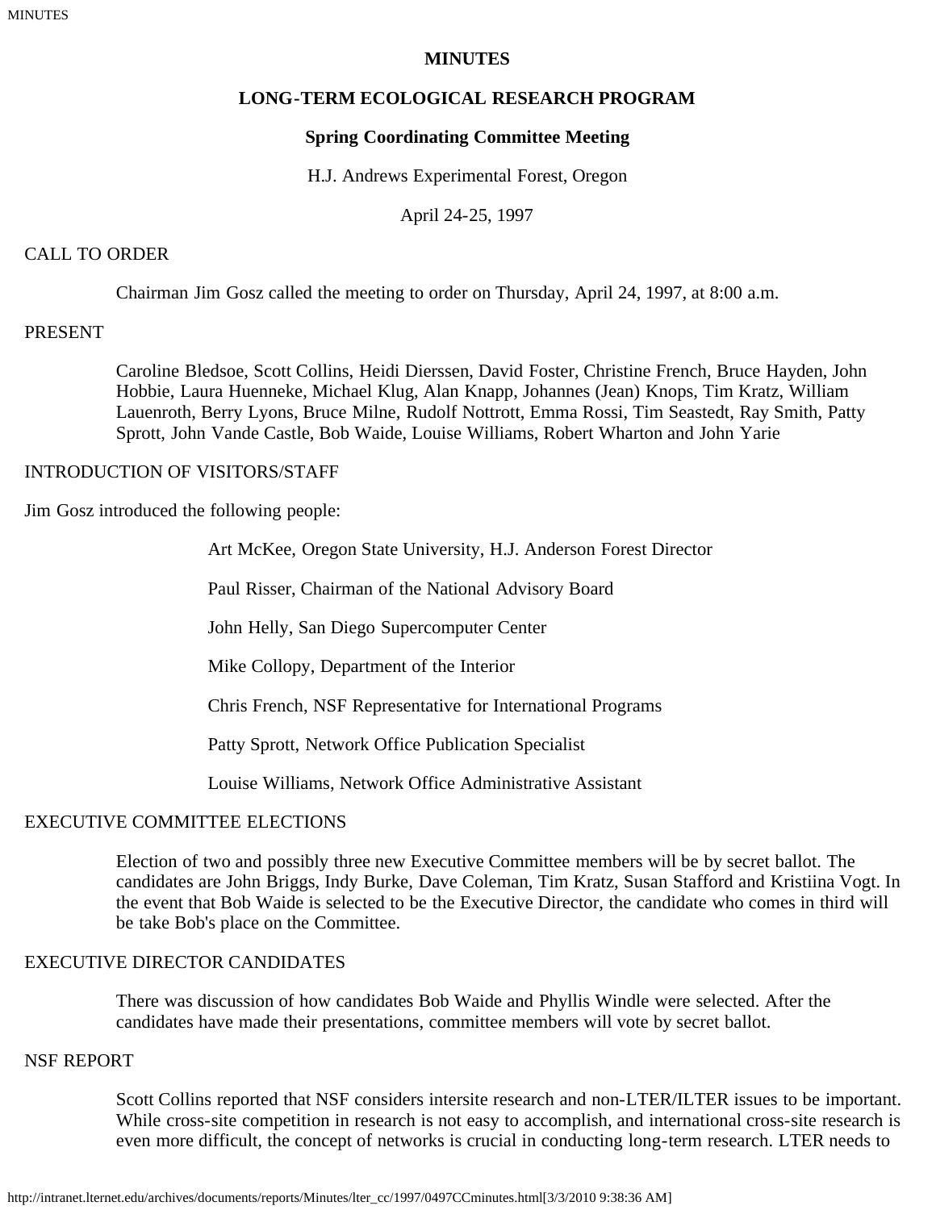**MINUTES**

**LONG-TERM ECOLOGICAL RESEARCH PROGRAM**

**Spring Coordinating Committee Meeting**

H.J. Andrews Experimental Forest, Oregon

April 24-25, 1997

CALL TO ORDER

Chairman Jim Gosz called the meeting to order on Thursday, April 24, 1997, at 8:00 a.m.

PRESENT

Caroline Bledsoe, Scott Collins, Heidi Dierssen, David Foster, Christine French, Bruce Hayden, John Hobbie, Laura Huenneke, Michael Klug, Alan Knapp, Johannes (Jean) Knops, Tim Kratz, William Lauenroth, Berry Lyons, Bruce Milne, Rudolf Nottrott, Emma Rossi, Tim Seastedt, Ray Smith, Patty Sprott, John Vande Castle, Bob Waide, Louise Williams, Robert Wharton and John Yarie

INTRODUCTION OF VISITORS/STAFF

Jim Gosz introduced the following people:

Art McKee, Oregon State University, H.J. Anderson Forest Director

Paul Risser, Chairman of the National Advisory Board

John Helly, San Diego Supercomputer Center

Mike Collopy, Department of the Interior

Chris French, NSF Representative for International Programs

Patty Sprott, Network Office Publication Specialist

Louise Williams, Network Office Administrative Assistant

EXECUTIVE COMMITTEE ELECTIONS

Election of two and possibly three new Executive Committee members will be by secret ballot. The candidates are John Briggs, Indy Burke, Dave Coleman, Tim Kratz, Susan Stafford and Kristiina Vogt. In the event that Bob Waide is selected to be the Executive Director, the candidate who comes in third will be take Bob's place on the Committee.

EXECUTIVE DIRECTOR CANDIDATES

There was discussion of how candidates Bob Waide and Phyllis Windle were selected. After the candidates have made their presentations, committee members will vote by secret ballot.

NSF REPORT

Scott Collins reported that NSF considers intersite research and non-LTER/ILTER issues to be important. While cross-site competition in research is not easy to accomplish, and international cross-site research is even more difficult, the concept of networks is crucial in conducting long-term research. LTER needs to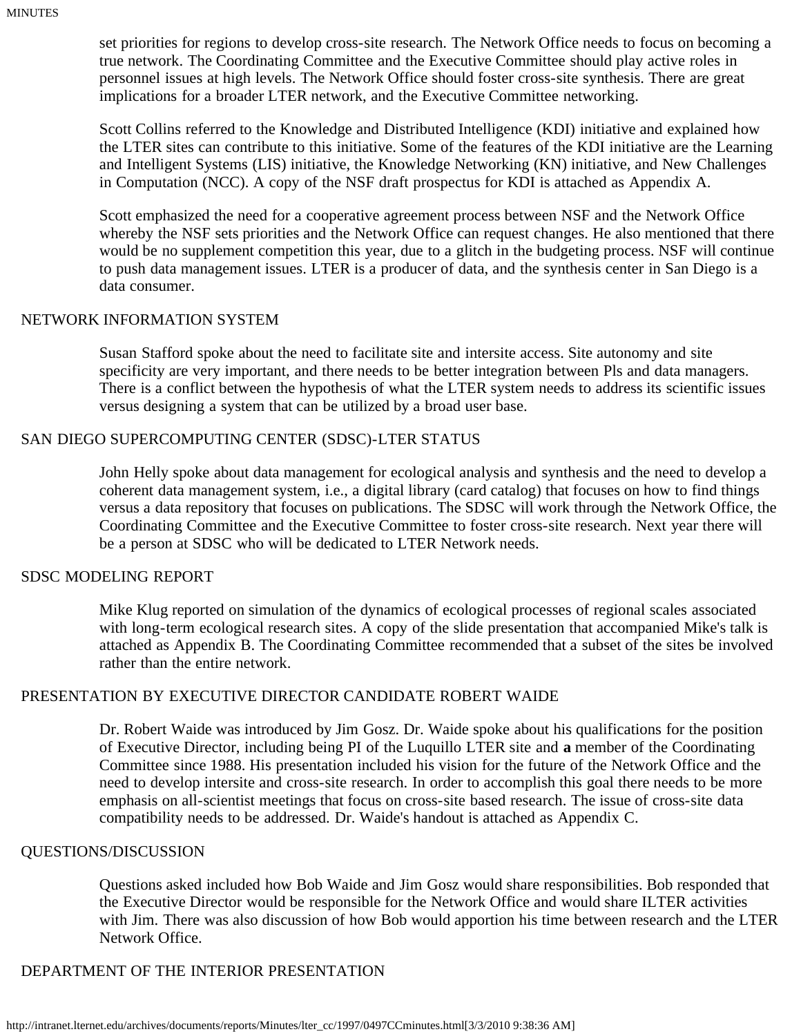set priorities for regions to develop cross-site research. The Network Office needs to focus on becoming a true network. The Coordinating Committee and the Executive Committee should play active roles in personnel issues at high levels. The Network Office should foster cross-site synthesis. There are great implications for a broader LTER network, and the Executive Committee networking.

Scott Collins referred to the Knowledge and Distributed Intelligence (KDI) initiative and explained how the LTER sites can contribute to this initiative. Some of the features of the KDI initiative are the Learning and Intelligent Systems (LIS) initiative, the Knowledge Networking (KN) initiative, and New Challenges in Computation (NCC). A copy of the NSF draft prospectus for KDI is attached as Appendix A.

Scott emphasized the need for a cooperative agreement process between NSF and the Network Office whereby the NSF sets priorities and the Network Office can request changes. He also mentioned that there would be no supplement competition this year, due to a glitch in the budgeting process. NSF will continue to push data management issues. LTER is a producer of data, and the synthesis center in San Diego is a data consumer.

## NETWORK INFORMATION SYSTEM

Susan Stafford spoke about the need to facilitate site and intersite access. Site autonomy and site specificity are very important, and there needs to be better integration between Pls and data managers. There is a conflict between the hypothesis of what the LTER system needs to address its scientific issues versus designing a system that can be utilized by a broad user base.

## SAN DIEGO SUPERCOMPUTING CENTER (SDSC)-LTER STATUS

John Helly spoke about data management for ecological analysis and synthesis and the need to develop a coherent data management system, i.e., a digital library (card catalog) that focuses on how to find things versus a data repository that focuses on publications. The SDSC will work through the Network Office, the Coordinating Committee and the Executive Committee to foster cross-site research. Next year there will be a person at SDSC who will be dedicated to LTER Network needs.

## SDSC MODELING REPORT

Mike Klug reported on simulation of the dynamics of ecological processes of regional scales associated with long-term ecological research sites. A copy of the slide presentation that accompanied Mike's talk is attached as Appendix B. The Coordinating Committee recommended that a subset of the sites be involved rather than the entire network.

## PRESENTATION BY EXECUTIVE DIRECTOR CANDIDATE ROBERT WAIDE

Dr. Robert Waide was introduced by Jim Gosz. Dr. Waide spoke about his qualifications for the position of Executive Director, including being PI of the Luquillo LTER site and **a** member of the Coordinating Committee since 1988. His presentation included his vision for the future of the Network Office and the need to develop intersite and cross-site research. In order to accomplish this goal there needs to be more emphasis on all-scientist meetings that focus on cross-site based research. The issue of cross-site data compatibility needs to be addressed. Dr. Waide's handout is attached as Appendix C.

## QUESTIONS/DISCUSSION

Questions asked included how Bob Waide and Jim Gosz would share responsibilities. Bob responded that the Executive Director would be responsible for the Network Office and would share ILTER activities with Jim. There was also discussion of how Bob would apportion his time between research and the LTER Network Office.

## DEPARTMENT OF THE INTERIOR PRESENTATION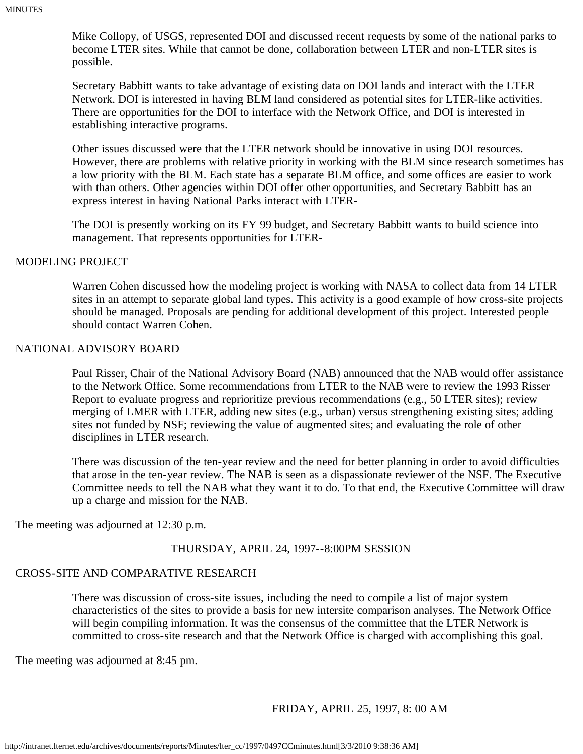Mike Collopy, of USGS, represented DOI and discussed recent requests by some of the national parks to become LTER sites. While that cannot be done, collaboration between LTER and non-LTER sites is possible.

Secretary Babbitt wants to take advantage of existing data on DOI lands and interact with the LTER Network. DOI is interested in having BLM land considered as potential sites for LTER-like activities. There are opportunities for the DOI to interface with the Network Office, and DOI is interested in establishing interactive programs.

Other issues discussed were that the LTER network should be innovative in using DOI resources. However, there are problems with relative priority in working with the BLM since research sometimes has a low priority with the BLM. Each state has a separate BLM office, and some offices are easier to work with than others. Other agencies within DOI offer other opportunities, and Secretary Babbitt has an express interest in having National Parks interact with LTER-

The DOI is presently working on its FY 99 budget, and Secretary Babbitt wants to build science into management. That represents opportunities for LTER-

MODELING PROJECT

Warren Cohen discussed how the modeling project is working with NASA to collect data from 14 LTER sites in an attempt to separate global land types. This activity is a good example of how cross-site projects should be managed. Proposals are pending for additional development of this project. Interested people should contact Warren Cohen.

NATIONAL ADVISORY BOARD

Paul Risser, Chair of the National Advisory Board (NAB) announced that the NAB would offer assistance to the Network Office. Some recommendations from LTER to the NAB were to review the 1993 Risser Report to evaluate progress and reprioritize previous recommendations (e.g., 50 LTER sites); review merging of LMER with LTER, adding new sites (e.g., urban) versus strengthening existing sites; adding sites not funded by NSF; reviewing the value of augmented sites; and evaluating the role of other disciplines in LTER research.

There was discussion of the ten-year review and the need for better planning in order to avoid difficulties that arose in the ten-year review. The NAB is seen as a dispassionate reviewer of the NSF. The Executive Committee needs to tell the NAB what they want it to do. To that end, the Executive Committee will draw up a charge and mission for the NAB.

The meeting was adjourned at 12:30 p.m.

THURSDAY, APRIL 24, 1997--8:00PM SESSION

CROSS-SITE AND COMPARATIVE RESEARCH

There was discussion of cross-site issues, including the need to compile a list of major system characteristics of the sites to provide a basis for new intersite comparison analyses. The Network Office will begin compiling information. It was the consensus of the committee that the LTER Network is committed to cross-site research and that the Network Office is charged with accomplishing this goal.

The meeting was adjourned at 8:45 pm.

FRIDAY, APRIL 25, 1997, 8: 00 AM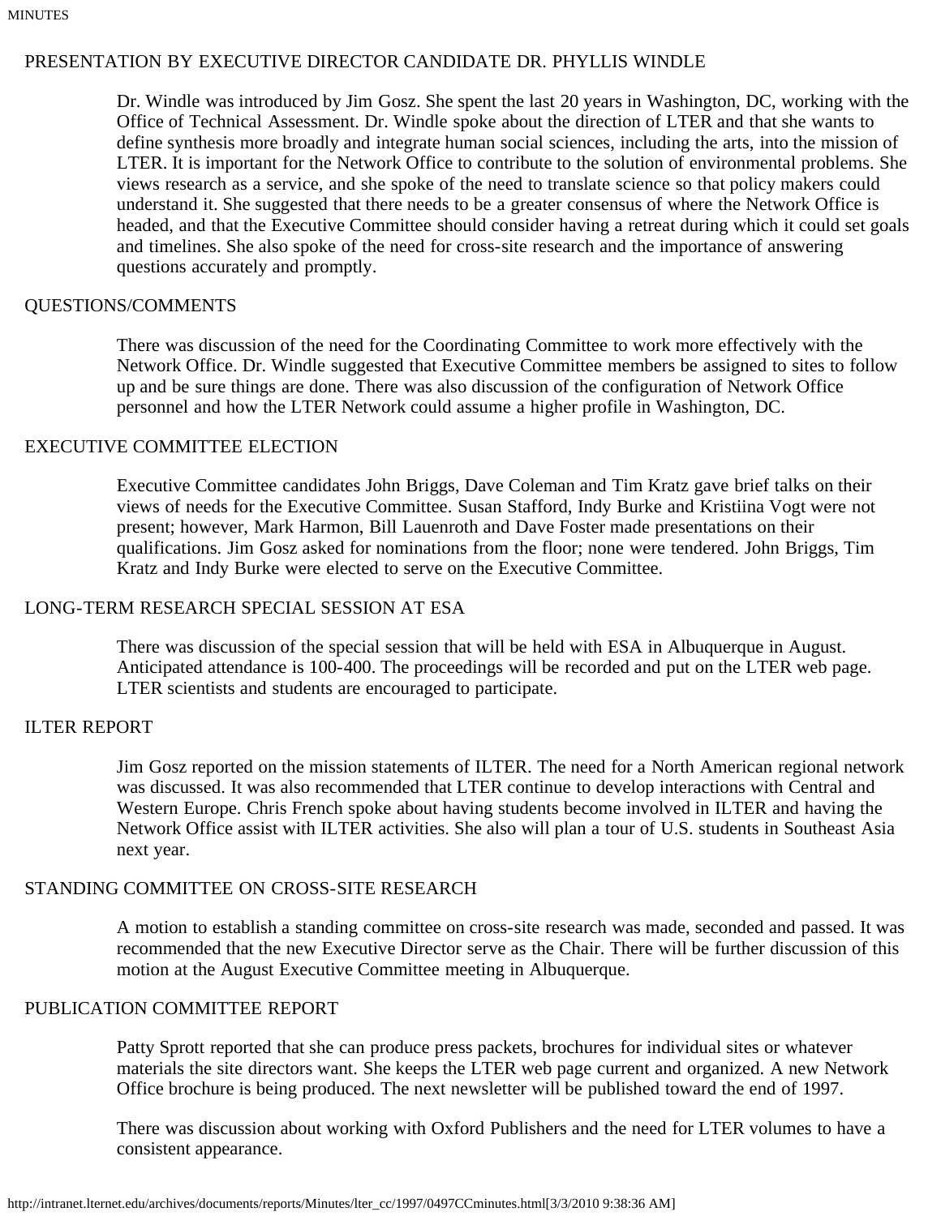## PRESENTATION BY EXECUTIVE DIRECTOR CANDIDATE DR. PHYLLIS WINDLE

Dr. Windle was introduced by Jim Gosz. She spent the last 20 years in Washington, DC, working with the Office of Technical Assessment. Dr. Windle spoke about the direction of LTER and that she wants to define synthesis more broadly and integrate human social sciences, including the arts, into the mission of LTER. It is important for the Network Office to contribute to the solution of environmental problems. She views research as a service, and she spoke of the need to translate science so that policy makers could understand it. She suggested that there needs to be a greater consensus of where the Network Office is headed, and that the Executive Committee should consider having a retreat during which it could set goals and timelines. She also spoke of the need for cross-site research and the importance of answering questions accurately and promptly.

## QUESTIONS/COMMENTS

There was discussion of the need for the Coordinating Committee to work more effectively with the Network Office. Dr. Windle suggested that Executive Committee members be assigned to sites to follow up and be sure things are done. There was also discussion of the configuration of Network Office personnel and how the LTER Network could assume a higher profile in Washington, DC.

## EXECUTIVE COMMITTEE ELECTION

Executive Committee candidates John Briggs, Dave Coleman and Tim Kratz gave brief talks on their views of needs for the Executive Committee. Susan Stafford, Indy Burke and Kristiina Vogt were not present; however, Mark Harmon, Bill Lauenroth and Dave Foster made presentations on their qualifications. Jim Gosz asked for nominations from the floor; none were tendered. John Briggs, Tim Kratz and Indy Burke were elected to serve on the Executive Committee.

## LONG-TERM RESEARCH SPECIAL SESSION AT ESA

There was discussion of the special session that will be held with ESA in Albuquerque in August. Anticipated attendance is 100-400. The proceedings will be recorded and put on the LTER web page. LTER scientists and students are encouraged to participate.

## ILTER REPORT

Jim Gosz reported on the mission statements of ILTER. The need for a North American regional network was discussed. It was also recommended that LTER continue to develop interactions with Central and Western Europe. Chris French spoke about having students become involved in ILTER and having the Network Office assist with ILTER activities. She also will plan a tour of U.S. students in Southeast Asia next year.

## STANDING COMMITTEE ON CROSS-SITE RESEARCH

A motion to establish a standing committee on cross-site research was made, seconded and passed. It was recommended that the new Executive Director serve as the Chair. There will be further discussion of this motion at the August Executive Committee meeting in Albuquerque.

## PUBLICATION COMMITTEE REPORT

Patty Sprott reported that she can produce press packets, brochures for individual sites or whatever materials the site directors want. She keeps the LTER web page current and organized. A new Network Office brochure is being produced. The next newsletter will be published toward the end of 1997.

There was discussion about working with Oxford Publishers and the need for LTER volumes to have a consistent appearance.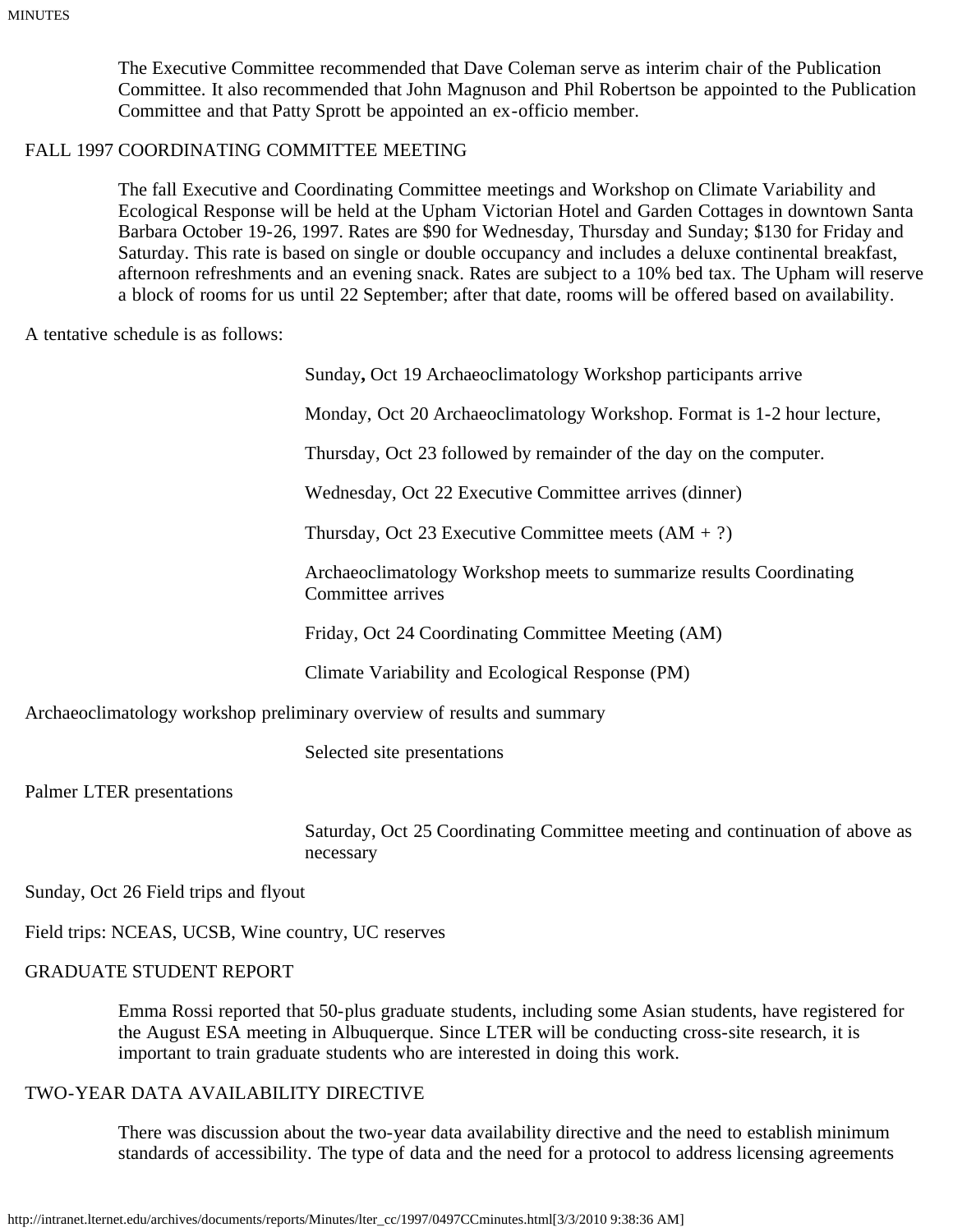The Executive Committee recommended that Dave Coleman serve as interim chair of the Publication Committee. It also recommended that John Magnuson and Phil Robertson be appointed to the Publication Committee and that Patty Sprott be appointed an ex-officio member.

## FALL 1997 COORDINATING COMMITTEE MEETING

The fall Executive and Coordinating Committee meetings and Workshop on Climate Variability and Ecological Response will be held at the Upham Victorian Hotel and Garden Cottages in downtown Santa Barbara October 19-26, 1997. Rates are $90 for Wednesday, Thursday and Sunday; $130 for Friday and Saturday. This rate is based on single or double occupancy and includes a deluxe continental breakfast, afternoon refreshments and an evening snack. Rates are subject to a 10% bed tax. The Upham will reserve a block of rooms for us until 22 September; after that date, rooms will be offered based on availability.

A tentative schedule is as follows:

Sunday**,** Oct 19 Archaeoclimatology Workshop participants arrive

Monday, Oct 20 Archaeoclimatology Workshop. Format is 1-2 hour lecture,

Thursday, Oct 23 followed by remainder of the day on the computer.

Wednesday, Oct 22 Executive Committee arrives (dinner)

Thursday, Oct 23 Executive Committee meets (AM + ?)

Archaeoclimatology Workshop meets to summarize results Coordinating Committee arrives

Friday, Oct 24 Coordinating Committee Meeting (AM)

Climate Variability and Ecological Response (PM)

Archaeoclimatology workshop preliminary overview of results and summary

Selected site presentations

Palmer LTER presentations

Saturday, Oct 25 Coordinating Committee meeting and continuation of above as necessary

Sunday, Oct 26 Field trips and flyout

Field trips: NCEAS, UCSB, Wine country, UC reserves

## GRADUATE STUDENT REPORT

Emma Rossi reported that 50-plus graduate students, including some Asian students, have registered for the August ESA meeting in Albuquerque. Since LTER will be conducting cross-site research, it is important to train graduate students who are interested in doing this work.

## TWO-YEAR DATA AVAILABILITY DIRECTIVE

There was discussion about the two-year data availability directive and the need to establish minimum standards of accessibility. The type of data and the need for a protocol to address licensing agreements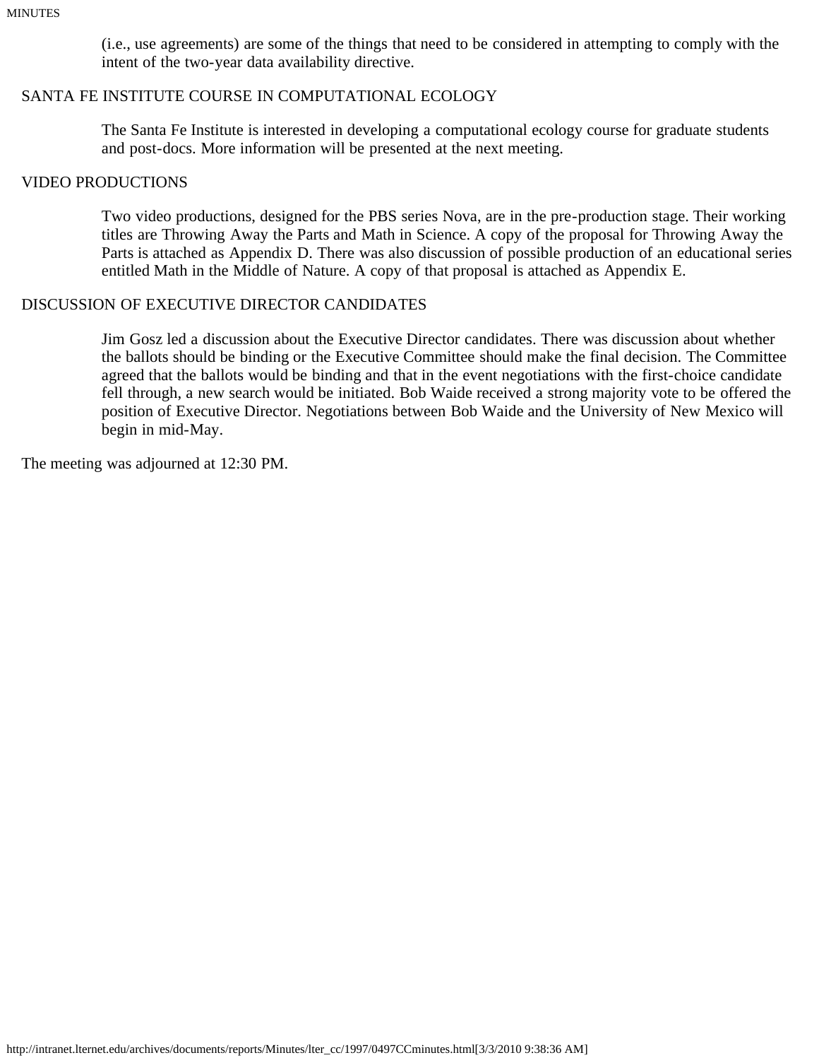(i.e., use agreements) are some of the things that need to be considered in attempting to comply with the intent of the two-year data availability directive.

## SANTA FE INSTITUTE COURSE IN COMPUTATIONAL ECOLOGY

The Santa Fe Institute is interested in developing a computational ecology course for graduate students and post-docs. More information will be presented at the next meeting.

## VIDEO PRODUCTIONS

Two video productions, designed for the PBS series Nova, are in the pre-production stage. Their working titles are Throwing Away the Parts and Math in Science. A copy of the proposal for Throwing Away the Parts is attached as Appendix D. There was also discussion of possible production of an educational series entitled Math in the Middle of Nature. A copy of that proposal is attached as Appendix E.

## DISCUSSION OF EXECUTIVE DIRECTOR CANDIDATES

Jim Gosz led a discussion about the Executive Director candidates. There was discussion about whether the ballots should be binding or the Executive Committee should make the final decision. The Committee agreed that the ballots would be binding and that in the event negotiations with the first-choice candidate fell through, a new search would be initiated. Bob Waide received a strong majority vote to be offered the position of Executive Director. Negotiations between Bob Waide and the University of New Mexico will begin in mid-May.

The meeting was adjourned at 12:30 PM.